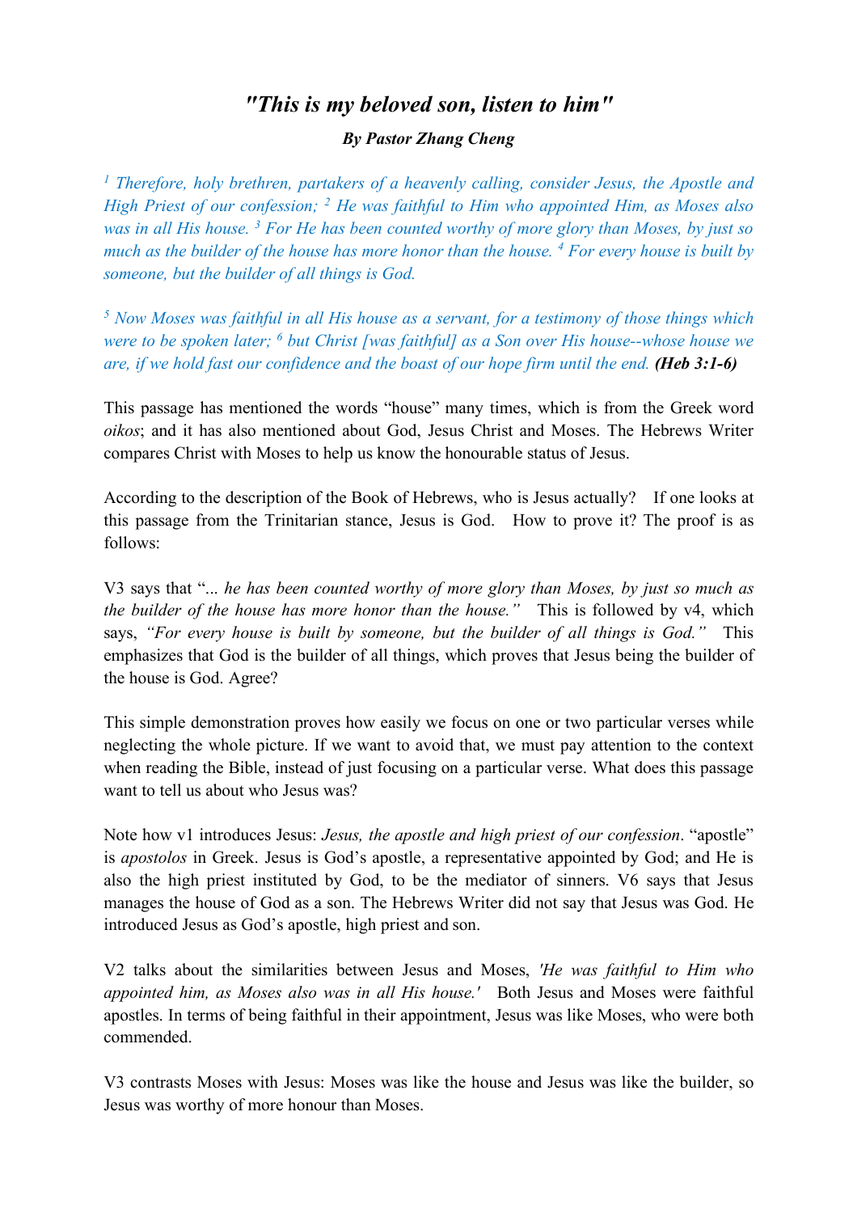# *"This is my beloved son, listen to him"*

***By Pastor Zhang Cheng***

*[1] Therefore, holy brethren, partakers of a heavenly calling, consider Jesus, the Apostle and High Priest of our confession; [2] He was faithful to Him who appointed Him, as Moses also was in all His house. [3] For He has been counted worthy of more glory than Moses, by just so much as the builder of the house has more honor than the house. [4] For every house is built by someone, but the builder of all things is God.*

*[5] Now Moses was faithful in all His house as a servant, for a testimony of those things which were to be spoken later; [6] but Christ [was faithful] as a Son over His house--whose house we are, if we hold fast our confidence and the boast of our hope firm until the end.* ***(Heb 3:1-6)***

This passage has mentioned the words "house" many times, which is from the Greek word *oikos*; and it has also mentioned about God, Jesus Christ and Moses. The Hebrews Writer compares Christ with Moses to help us know the honourable status of Jesus.

According to the description of the Book of Hebrews, who is Jesus actually? If one looks at this passage from the Trinitarian stance, Jesus is God. How to prove it? The proof is as follows:

V3 says that "*... he has been counted worthy of more glory than Moses, by just so much as the builder of the house has more honor than the house."* This is followed by v4, which says, *"For every house is built by someone, but the builder of all things is God."* This emphasizes that God is the builder of all things, which proves that Jesus being the builder of the house is God. Agree?

This simple demonstration proves how easily we focus on one or two particular verses while neglecting the whole picture. If we want to avoid that, we must pay attention to the context when reading the Bible, instead of just focusing on a particular verse. What does this passage want to tell us about who Jesus was?

Note how v1 introduces Jesus: *Jesus, the apostle and high priest of our confession*. "apostle" is *apostolos* in Greek. Jesus is God's apostle, a representative appointed by God; and He is also the high priest instituted by God, to be the mediator of sinners. V6 says that Jesus manages the house of God as a son. The Hebrews Writer did not say that Jesus was God. He introduced Jesus as God's apostle, high priest and son.

V2 talks about the similarities between Jesus and Moses, *'He was faithful to Him who appointed him, as Moses also was in all His house.'* Both Jesus and Moses were faithful apostles. In terms of being faithful in their appointment, Jesus was like Moses, who were both commended.

V3 contrasts Moses with Jesus: Moses was like the house and Jesus was like the builder, so Jesus was worthy of more honour than Moses.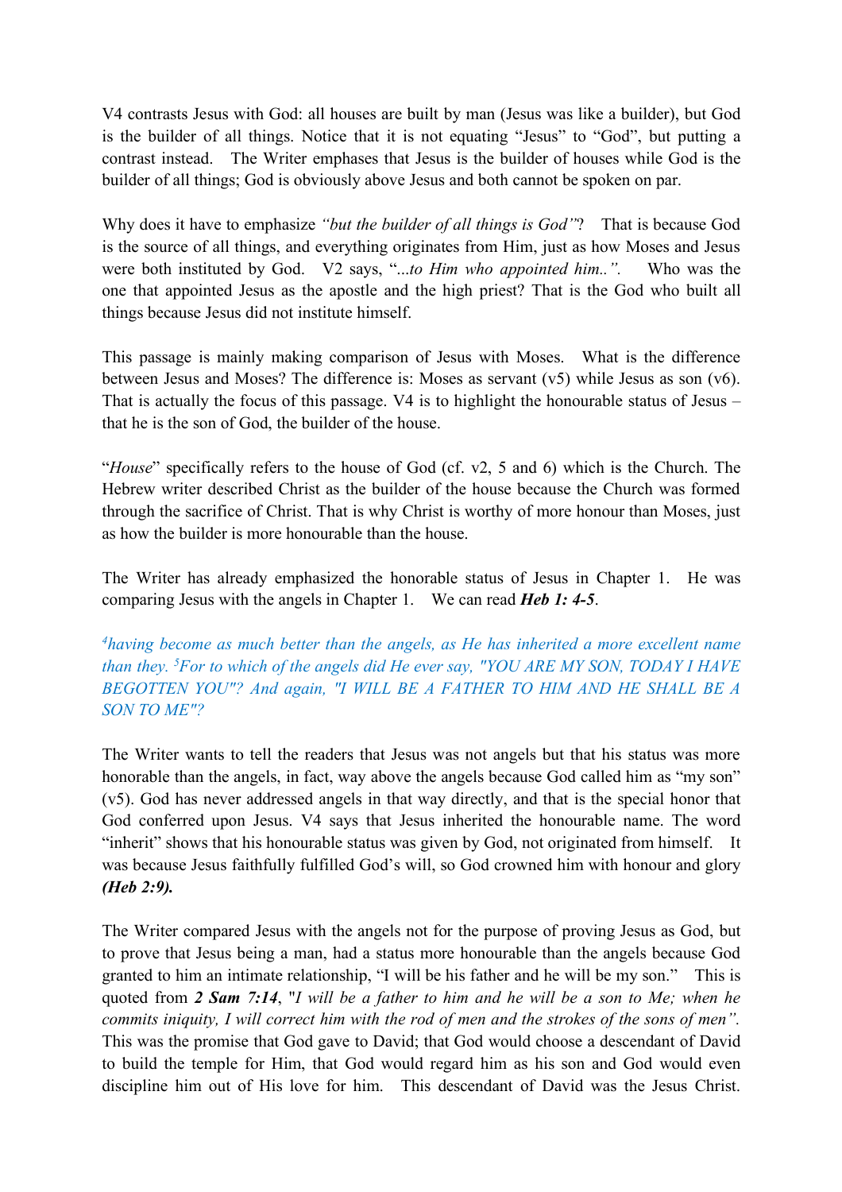V4 contrasts Jesus with God: all houses are built by man (Jesus was like a builder), but God is the builder of all things. Notice that it is not equating "Jesus" to "God", but putting a contrast instead. The Writer emphases that Jesus is the builder of houses while God is the builder of all things; God is obviously above Jesus and both cannot be spoken on par.

Why does it have to emphasize *"but the builder of all things is God"*? That is because God is the source of all things, and everything originates from Him, just as how Moses and Jesus were both instituted by God. V2 says, "*...to Him who appointed him..".* Who was the one that appointed Jesus as the apostle and the high priest? That is the God who built all things because Jesus did not institute himself.

This passage is mainly making comparison of Jesus with Moses. What is the difference between Jesus and Moses? The difference is: Moses as servant (v5) while Jesus as son (v6). That is actually the focus of this passage. V4 is to highlight the honourable status of Jesus – that he is the son of God, the builder of the house.

"*House*" specifically refers to the house of God (cf. v2, 5 and 6) which is the Church. The Hebrew writer described Christ as the builder of the house because the Church was formed through the sacrifice of Christ. That is why Christ is worthy of more honour than Moses, just as how the builder is more honourable than the house.

The Writer has already emphasized the honorable status of Jesus in Chapter 1. He was comparing Jesus with the angels in Chapter 1. We can read ***Heb 1: 4-5***.

*[4]having become as much better than the angels, as He has inherited a more excellent name than they. [5]For to which of the angels did He ever say, "YOU ARE MY SON, TODAY I HAVE BEGOTTEN YOU"? And again, "I WILL BE A FATHER TO HIM AND HE SHALL BE A SON TO ME"?*

The Writer wants to tell the readers that Jesus was not angels but that his status was more honorable than the angels, in fact, way above the angels because God called him as "my son" (v5). God has never addressed angels in that way directly, and that is the special honor that God conferred upon Jesus. V4 says that Jesus inherited the honourable name. The word "inherit" shows that his honourable status was given by God, not originated from himself. It was because Jesus faithfully fulfilled God's will, so God crowned him with honour and glory ***(Heb 2:9).***

The Writer compared Jesus with the angels not for the purpose of proving Jesus as God, but to prove that Jesus being a man, had a status more honourable than the angels because God granted to him an intimate relationship, "I will be his father and he will be my son." This is quoted from ***2 Sam 7:14***, "*I will be a father to him and he will be a son to Me; when he commits iniquity, I will correct him with the rod of men and the strokes of the sons of men".* This was the promise that God gave to David; that God would choose a descendant of David to build the temple for Him, that God would regard him as his son and God would even discipline him out of His love for him. This descendant of David was the Jesus Christ.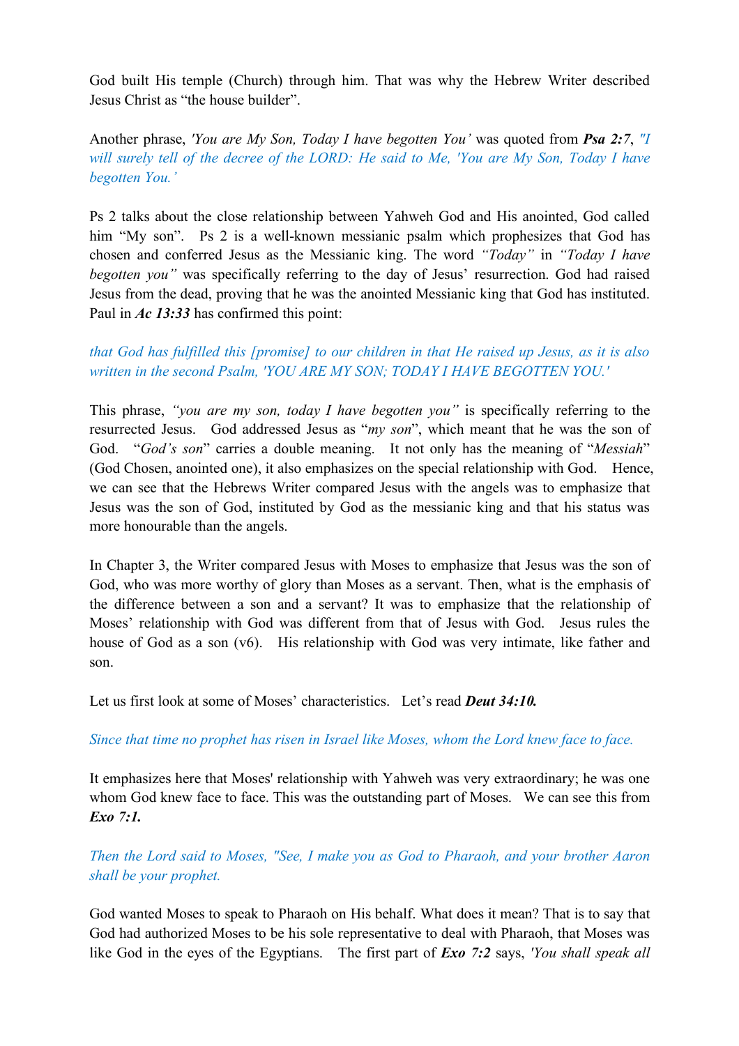God built His temple (Church) through him. That was why the Hebrew Writer described Jesus Christ as "the house builder".

Another phrase, *'You are My Son, Today I have begotten You'* was quoted from ***Psa 2:7***, *"I will surely tell of the decree of the LORD: He said to Me, 'You are My Son, Today I have begotten You.'*

Ps 2 talks about the close relationship between Yahweh God and His anointed, God called him "My son". Ps 2 is a well-known messianic psalm which prophesizes that God has chosen and conferred Jesus as the Messianic king. The word *"Today"* in *"Today I have begotten you"* was specifically referring to the day of Jesus' resurrection. God had raised Jesus from the dead, proving that he was the anointed Messianic king that God has instituted. Paul in ***Ac 13:33*** has confirmed this point:

*that God has fulfilled this [promise] to our children in that He raised up Jesus, as it is also written in the second Psalm, 'YOU ARE MY SON; TODAY I HAVE BEGOTTEN YOU.'*

This phrase, *"you are my son, today I have begotten you"* is specifically referring to the resurrected Jesus. God addressed Jesus as "*my son*", which meant that he was the son of God. "*God's son*" carries a double meaning. It not only has the meaning of "*Messiah*" (God Chosen, anointed one), it also emphasizes on the special relationship with God. Hence, we can see that the Hebrews Writer compared Jesus with the angels was to emphasize that Jesus was the son of God, instituted by God as the messianic king and that his status was more honourable than the angels.

In Chapter 3, the Writer compared Jesus with Moses to emphasize that Jesus was the son of God, who was more worthy of glory than Moses as a servant. Then, what is the emphasis of the difference between a son and a servant? It was to emphasize that the relationship of Moses' relationship with God was different from that of Jesus with God. Jesus rules the house of God as a son (v6). His relationship with God was very intimate, like father and son.

Let us first look at some of Moses' characteristics. Let's read ***Deut 34:10.***

*Since that time no prophet has risen in Israel like Moses, whom the Lord knew face to face.*

It emphasizes here that Moses' relationship with Yahweh was very extraordinary; he was one whom God knew face to face. This was the outstanding part of Moses. We can see this from ***Exo 7:1.***

*Then the Lord said to Moses, "See, I make you as God to Pharaoh, and your brother Aaron shall be your prophet.*

God wanted Moses to speak to Pharaoh on His behalf. What does it mean? That is to say that God had authorized Moses to be his sole representative to deal with Pharaoh, that Moses was like God in the eyes of the Egyptians. The first part of ***Exo 7:2*** says, *'You shall speak all*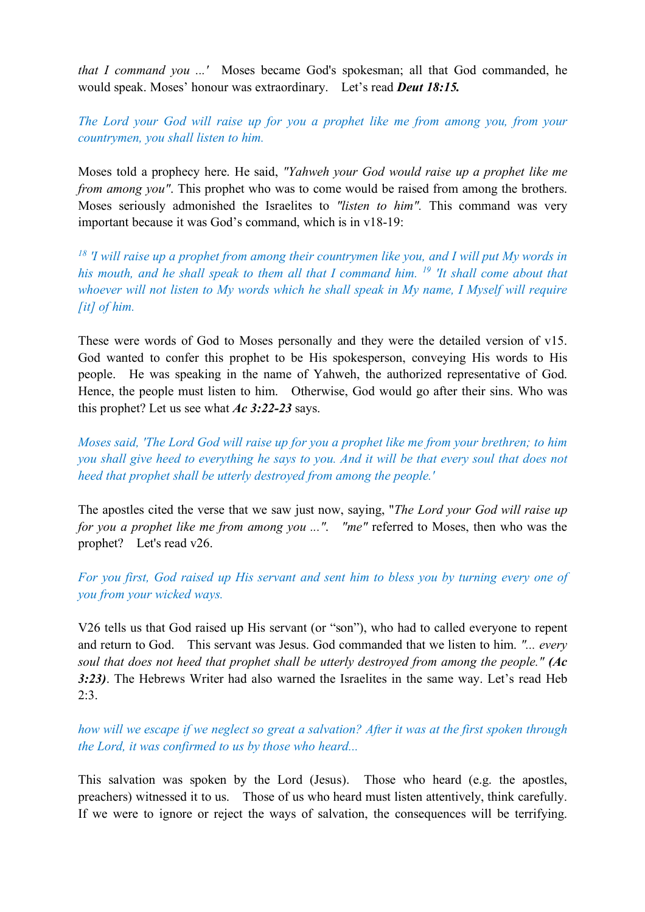*that I command you ...'* Moses became God's spokesman; all that God commanded, he would speak. Moses' honour was extraordinary. Let's read ***Deut 18:15.***

*The Lord your God will raise up for you a prophet like me from among you, from your countrymen, you shall listen to him.*

Moses told a prophecy here. He said, *"Yahweh your God would raise up a prophet like me from among you"*. This prophet who was to come would be raised from among the brothers. Moses seriously admonished the Israelites to *"listen to him"*. This command was very important because it was God's command, which is in v18-19:

*[18] 'I will raise up a prophet from among their countrymen like you, and I will put My words in his mouth, and he shall speak to them all that I command him. [19] 'It shall come about that whoever will not listen to My words which he shall speak in My name, I Myself will require [it] of him.*

These were words of God to Moses personally and they were the detailed version of v15. God wanted to confer this prophet to be His spokesperson, conveying His words to His people. He was speaking in the name of Yahweh, the authorized representative of God. Hence, the people must listen to him. Otherwise, God would go after their sins. Who was this prophet? Let us see what ***Ac 3:22-23*** says.

*Moses said, 'The Lord God will raise up for you a prophet like me from your brethren; to him you shall give heed to everything he says to you. And it will be that every soul that does not heed that prophet shall be utterly destroyed from among the people.'*

The apostles cited the verse that we saw just now, saying, "*The Lord your God will raise up for you a prophet like me from among you ...*". *"me"* referred to Moses, then who was the prophet? Let's read v26.

*For you first, God raised up His servant and sent him to bless you by turning every one of you from your wicked ways.*

V26 tells us that God raised up His servant (or "son"), who had to called everyone to repent and return to God. This servant was Jesus. God commanded that we listen to him. *"... every soul that does not heed that prophet shall be utterly destroyed from among the people."* ***(Ac 3:23)***. The Hebrews Writer had also warned the Israelites in the same way. Let's read Heb 2:3.

*how will we escape if we neglect so great a salvation? After it was at the first spoken through the Lord, it was confirmed to us by those who heard...*

This salvation was spoken by the Lord (Jesus). Those who heard (e.g. the apostles, preachers) witnessed it to us. Those of us who heard must listen attentively, think carefully. If we were to ignore or reject the ways of salvation, the consequences will be terrifying.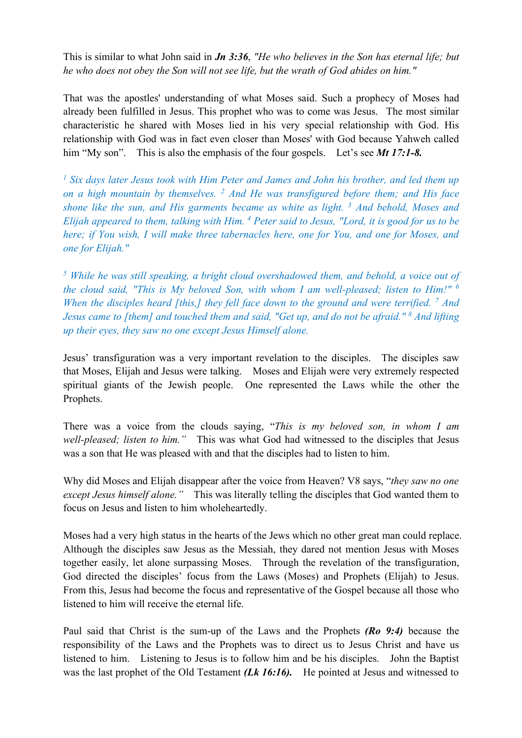This is similar to what John said in ***Jn 3:36***, *"He who believes in the Son has eternal life; but he who does not obey the Son will not see life, but the wrath of God abides on him."*

That was the apostles' understanding of what Moses said. Such a prophecy of Moses had already been fulfilled in Jesus. This prophet who was to come was Jesus. The most similar characteristic he shared with Moses lied in his very special relationship with God. His relationship with God was in fact even closer than Moses' with God because Yahweh called him "My son". This is also the emphasis of the four gospels. Let's see ***Mt 17:1-8.***

*[1] Six days later Jesus took with Him Peter and James and John his brother, and led them up on a high mountain by themselves. [2] And He was transfigured before them; and His face shone like the sun, and His garments became as white as light. [3] And behold, Moses and Elijah appeared to them, talking with Him. [4] Peter said to Jesus, "Lord, it is good for us to be here; if You wish, I will make three tabernacles here, one for You, and one for Moses, and one for Elijah."*

*[5] While he was still speaking, a bright cloud overshadowed them, and behold, a voice out of the cloud said, "This is My beloved Son, with whom I am well-pleased; listen to Him!" [6] When the disciples heard [this,] they fell face down to the ground and were terrified. [7] And Jesus came to [them] and touched them and said, "Get up, and do not be afraid." [8] And lifting up their eyes, they saw no one except Jesus Himself alone.*

Jesus' transfiguration was a very important revelation to the disciples. The disciples saw that Moses, Elijah and Jesus were talking. Moses and Elijah were very extremely respected spiritual giants of the Jewish people. One represented the Laws while the other the Prophets.

There was a voice from the clouds saying, "*This is my beloved son, in whom I am well-pleased; listen to him."* This was what God had witnessed to the disciples that Jesus was a son that He was pleased with and that the disciples had to listen to him.

Why did Moses and Elijah disappear after the voice from Heaven? V8 says, "*they saw no one except Jesus himself alone."* This was literally telling the disciples that God wanted them to focus on Jesus and listen to him wholeheartedly.

Moses had a very high status in the hearts of the Jews which no other great man could replace. Although the disciples saw Jesus as the Messiah, they dared not mention Jesus with Moses together easily, let alone surpassing Moses. Through the revelation of the transfiguration, God directed the disciples' focus from the Laws (Moses) and Prophets (Elijah) to Jesus. From this, Jesus had become the focus and representative of the Gospel because all those who listened to him will receive the eternal life.

Paul said that Christ is the sum-up of the Laws and the Prophets ***(Ro 9:4)*** because the responsibility of the Laws and the Prophets was to direct us to Jesus Christ and have us listened to him. Listening to Jesus is to follow him and be his disciples. John the Baptist was the last prophet of the Old Testament ***(Lk 16:16).*** He pointed at Jesus and witnessed to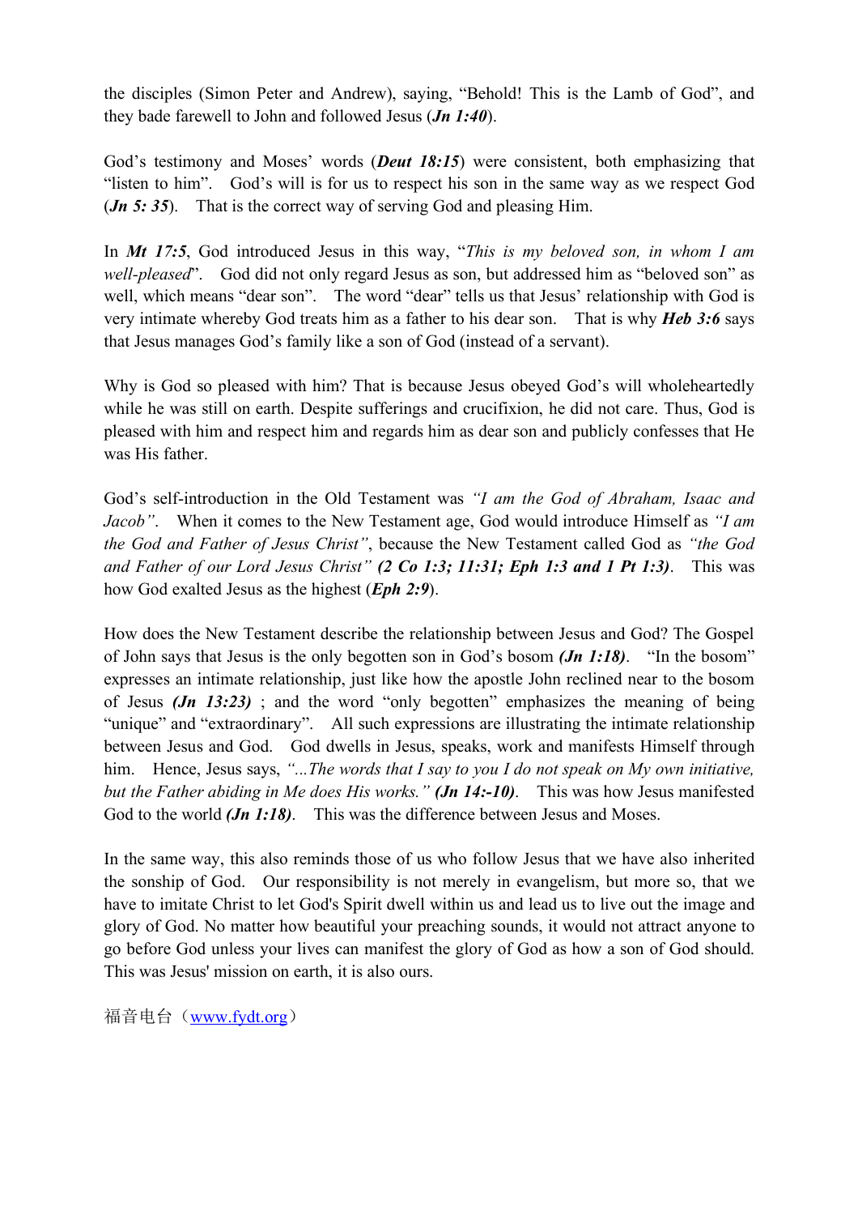the disciples (Simon Peter and Andrew), saying, "Behold! This is the Lamb of God", and they bade farewell to John and followed Jesus (***Jn 1:40***).

God's testimony and Moses' words (***Deut 18:15***) were consistent, both emphasizing that "listen to him". God's will is for us to respect his son in the same way as we respect God (***Jn 5: 35***). That is the correct way of serving God and pleasing Him.

In ***Mt 17:5***, God introduced Jesus in this way, "*This is my beloved son, in whom I am well-pleased*". God did not only regard Jesus as son, but addressed him as "beloved son" as well, which means "dear son". The word "dear" tells us that Jesus' relationship with God is very intimate whereby God treats him as a father to his dear son. That is why ***Heb 3:6*** says that Jesus manages God's family like a son of God (instead of a servant).

Why is God so pleased with him? That is because Jesus obeyed God's will wholeheartedly while he was still on earth. Despite sufferings and crucifixion, he did not care. Thus, God is pleased with him and respect him and regards him as dear son and publicly confesses that He was His father.

God's self-introduction in the Old Testament was *"I am the God of Abraham, Isaac and Jacob"*. When it comes to the New Testament age, God would introduce Himself as *"I am the God and Father of Jesus Christ"*, because the New Testament called God as *"the God and Father of our Lord Jesus Christ"* ***(2 Co 1:3; 11:31; Eph 1:3 and 1 Pt 1:3)***. This was how God exalted Jesus as the highest (***Eph 2:9***).

How does the New Testament describe the relationship between Jesus and God? The Gospel of John says that Jesus is the only begotten son in God's bosom ***(Jn 1:18)***. "In the bosom" expresses an intimate relationship, just like how the apostle John reclined near to the bosom of Jesus ***(Jn 13:23)*** ; and the word "only begotten" emphasizes the meaning of being "unique" and "extraordinary". All such expressions are illustrating the intimate relationship between Jesus and God. God dwells in Jesus, speaks, work and manifests Himself through him. Hence, Jesus says, *"...The words that I say to you I do not speak on My own initiative, but the Father abiding in Me does His works."* ***(Jn 14:-10)***. This was how Jesus manifested God to the world ***(Jn 1:18)***. This was the difference between Jesus and Moses.

In the same way, this also reminds those of us who follow Jesus that we have also inherited the sonship of God. Our responsibility is not merely in evangelism, but more so, that we have to imitate Christ to let God's Spirit dwell within us and lead us to live out the image and glory of God. No matter how beautiful your preaching sounds, it would not attract anyone to go before God unless your lives can manifest the glory of God as how a son of God should. This was Jesus' mission on earth, it is also ours.

福音电台（www.fydt.org）